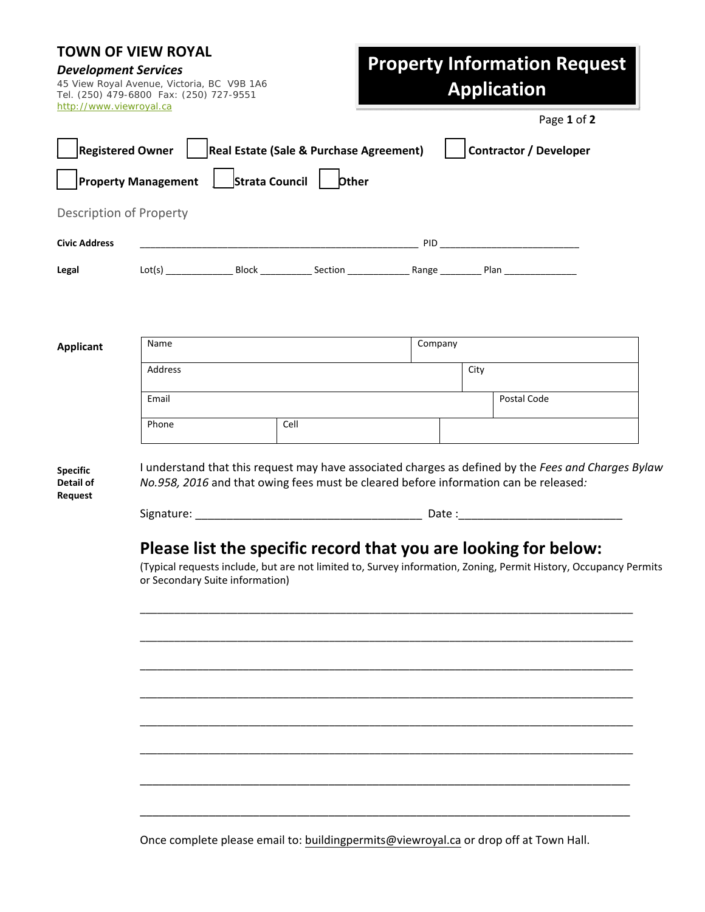**TOWN OF VIEW ROYAL**

***Development Services***

45 View Royal Avenue, Victoria, BC V9B 1A6
Tel. (250) 479-6800 Fax: (250) 727-9551
http://www.viewroyal.ca

# Property Information Request Application

☐ **Registered Owner** ☐ **Real Estate (Sale & Purchase Agreement)** ☐ **Contractor / Developer**

☐ **Property Management** ☐ **Strata Council** ☐ **Other**

## Description of Property

**Civic Address** ____________________________________________________ PID __________________________

**Legal** Lot(s) _____________ Block __________ Section ____________ Range ________ Plan ______________

**Applicant**

| Name | | Company | |
|---|---|---|---|
| Address | | | City |
| Email | | | Postal Code |
| Phone | Cell | | |

**Specific Detail of Request**

I understand that this request may have associated charges as defined by the *Fees and Charges Bylaw No.958, 2016* and that owing fees must be cleared before information can be released*:*

Signature: ____________________________________ Date :_________________________

## Please list the specific record that you are looking for below:

(Typical requests include, but are not limited to, Survey information, Zoning, Permit History, Occupancy Permits or Secondary Suite information)

_____________________________________________________________________________

_____________________________________________________________________________

_____________________________________________________________________________

_____________________________________________________________________________

_____________________________________________________________________________

_____________________________________________________________________________

_____________________________________________________________________________

_____________________________________________________________________________

Once complete please email to: buildingpermits@viewroyal.ca or drop off at Town Hall.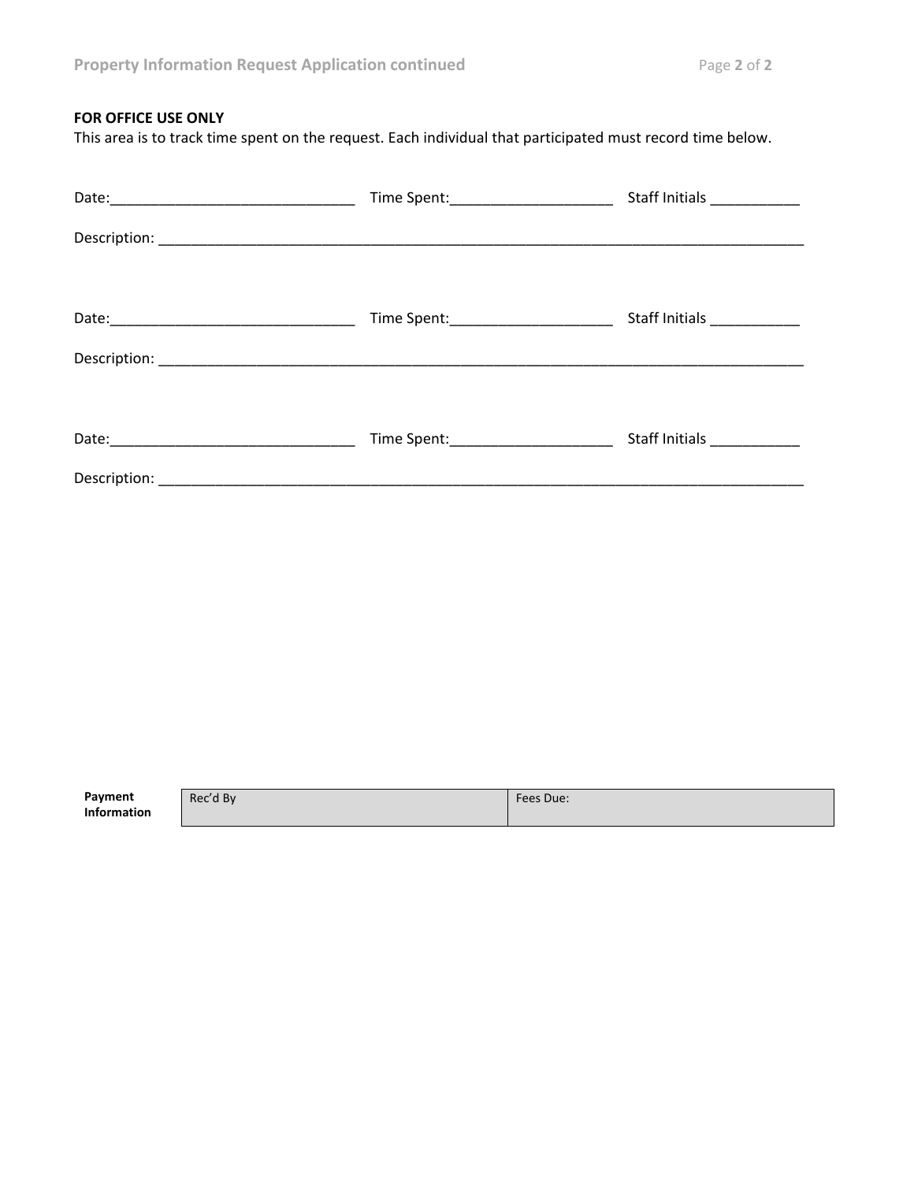**FOR OFFICE USE ONLY**

This area is to track time spent on the request. Each individual that participated must record time below.

Date:______________________________ Time Spent:____________________ Staff Initials ___________

Description: ______________________________________________________________________________

Date:______________________________ Time Spent:____________________ Staff Initials ___________

Description: ______________________________________________________________________________

Date:______________________________ Time Spent:____________________ Staff Initials ___________

Description: ______________________________________________________________________________

| | | |
|---|---|---|
| **Payment Information** | Rec'd By | Fees Due: |